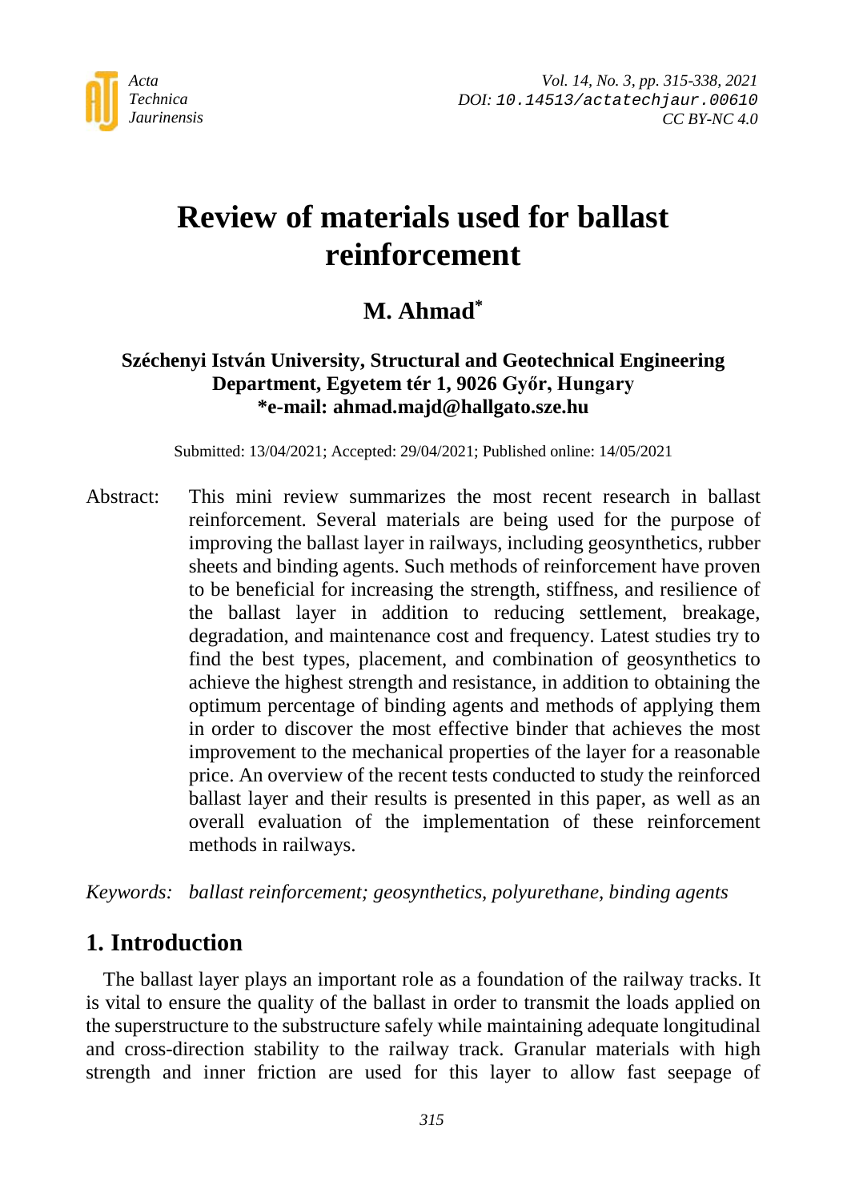# Review of materials used for ballast reinforcement

## M. Ahmad*

**Széchenyi István University, Structural and Geotechnical Engineering Department, Egyetem tér 1, 9026 Győr, Hungary**
**\*e-mail: ahmad.majd@hallgato.sze.hu**

Submitted: 13/04/2021; Accepted: 29/04/2021; Published online: 14/05/2021

Abstract: This mini review summarizes the most recent research in ballast reinforcement. Several materials are being used for the purpose of improving the ballast layer in railways, including geosynthetics, rubber sheets and binding agents. Such methods of reinforcement have proven to be beneficial for increasing the strength, stiffness, and resilience of the ballast layer in addition to reducing settlement, breakage, degradation, and maintenance cost and frequency. Latest studies try to find the best types, placement, and combination of geosynthetics to achieve the highest strength and resistance, in addition to obtaining the optimum percentage of binding agents and methods of applying them in order to discover the most effective binder that achieves the most improvement to the mechanical properties of the layer for a reasonable price. An overview of the recent tests conducted to study the reinforced ballast layer and their results is presented in this paper, as well as an overall evaluation of the implementation of these reinforcement methods in railways.

*Keywords: ballast reinforcement; geosynthetics, polyurethane, binding agents*

## 1. Introduction

The ballast layer plays an important role as a foundation of the railway tracks. It is vital to ensure the quality of the ballast in order to transmit the loads applied on the superstructure to the substructure safely while maintaining adequate longitudinal and cross-direction stability to the railway track. Granular materials with high strength and inner friction are used for this layer to allow fast seepage of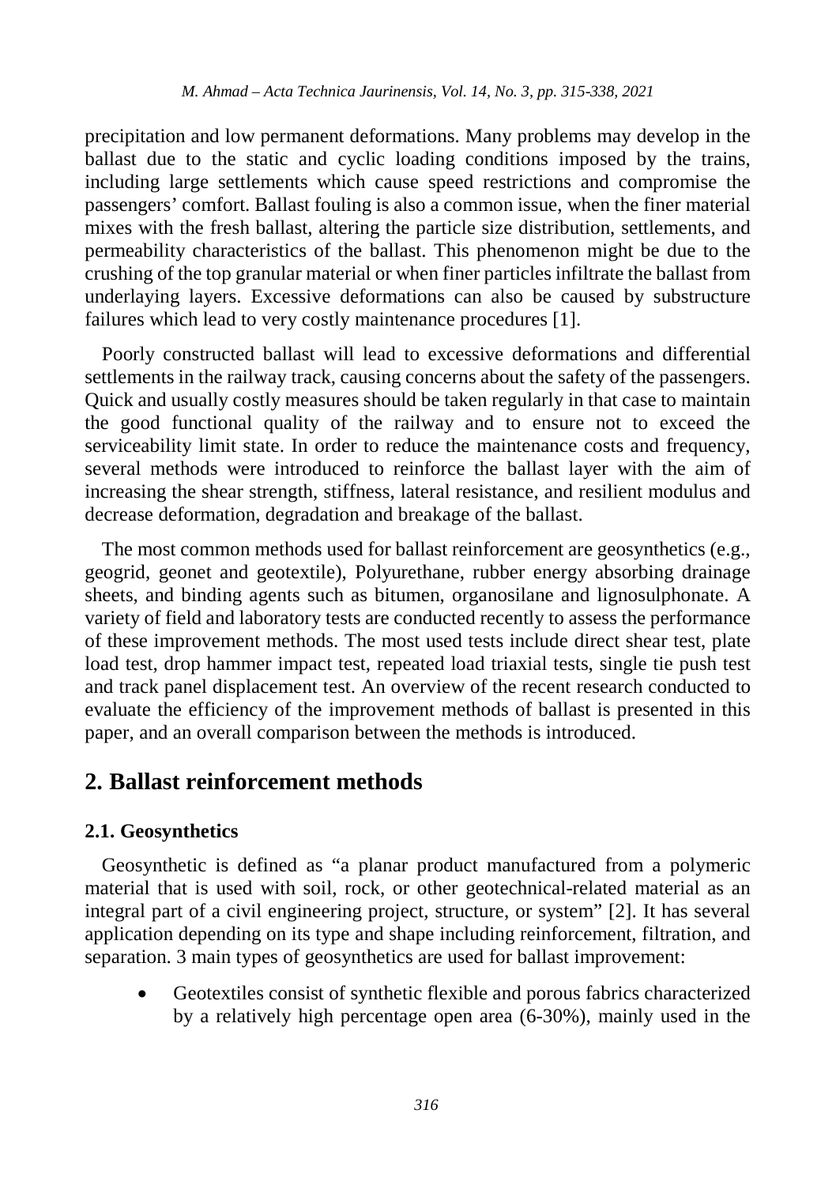precipitation and low permanent deformations. Many problems may develop in the ballast due to the static and cyclic loading conditions imposed by the trains, including large settlements which cause speed restrictions and compromise the passengers' comfort. Ballast fouling is also a common issue, when the finer material mixes with the fresh ballast, altering the particle size distribution, settlements, and permeability characteristics of the ballast. This phenomenon might be due to the crushing of the top granular material or when finer particles infiltrate the ballast from underlaying layers. Excessive deformations can also be caused by substructure failures which lead to very costly maintenance procedures [1].

Poorly constructed ballast will lead to excessive deformations and differential settlements in the railway track, causing concerns about the safety of the passengers. Quick and usually costly measures should be taken regularly in that case to maintain the good functional quality of the railway and to ensure not to exceed the serviceability limit state. In order to reduce the maintenance costs and frequency, several methods were introduced to reinforce the ballast layer with the aim of increasing the shear strength, stiffness, lateral resistance, and resilient modulus and decrease deformation, degradation and breakage of the ballast.

The most common methods used for ballast reinforcement are geosynthetics (e.g., geogrid, geonet and geotextile), Polyurethane, rubber energy absorbing drainage sheets, and binding agents such as bitumen, organosilane and lignosulphonate. A variety of field and laboratory tests are conducted recently to assess the performance of these improvement methods. The most used tests include direct shear test, plate load test, drop hammer impact test, repeated load triaxial tests, single tie push test and track panel displacement test. An overview of the recent research conducted to evaluate the efficiency of the improvement methods of ballast is presented in this paper, and an overall comparison between the methods is introduced.

## 2. Ballast reinforcement methods

### 2.1. Geosynthetics

Geosynthetic is defined as "a planar product manufactured from a polymeric material that is used with soil, rock, or other geotechnical-related material as an integral part of a civil engineering project, structure, or system" [2]. It has several application depending on its type and shape including reinforcement, filtration, and separation. 3 main types of geosynthetics are used for ballast improvement:

- Geotextiles consist of synthetic flexible and porous fabrics characterized by a relatively high percentage open area (6-30%), mainly used in the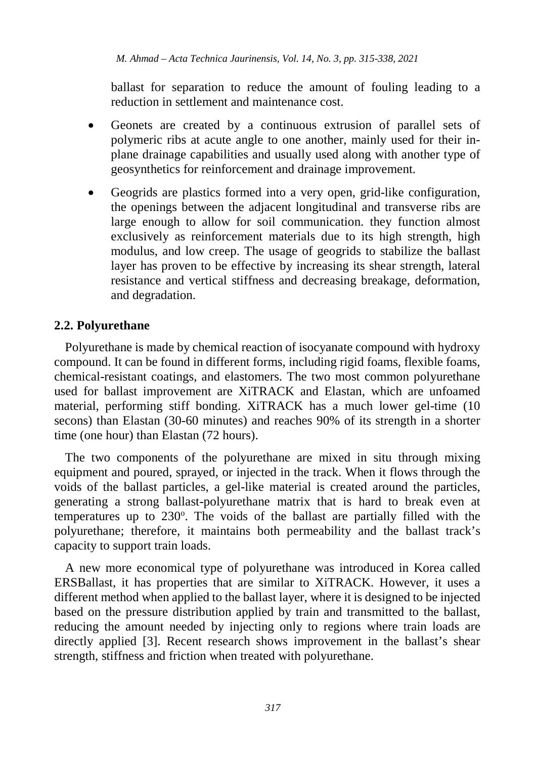ballast for separation to reduce the amount of fouling leading to a reduction in settlement and maintenance cost.

- Geonets are created by a continuous extrusion of parallel sets of polymeric ribs at acute angle to one another, mainly used for their in-plane drainage capabilities and usually used along with another type of geosynthetics for reinforcement and drainage improvement.
- Geogrids are plastics formed into a very open, grid-like configuration, the openings between the adjacent longitudinal and transverse ribs are large enough to allow for soil communication. they function almost exclusively as reinforcement materials due to its high strength, high modulus, and low creep. The usage of geogrids to stabilize the ballast layer has proven to be effective by increasing its shear strength, lateral resistance and vertical stiffness and decreasing breakage, deformation, and degradation.

## 2.2. Polyurethane

Polyurethane is made by chemical reaction of isocyanate compound with hydroxy compound. It can be found in different forms, including rigid foams, flexible foams, chemical-resistant coatings, and elastomers. The two most common polyurethane used for ballast improvement are XiTRACK and Elastan, which are unfoamed material, performing stiff bonding. XiTRACK has a much lower gel-time (10 secons) than Elastan (30-60 minutes) and reaches 90% of its strength in a shorter time (one hour) than Elastan (72 hours).

The two components of the polyurethane are mixed in situ through mixing equipment and poured, sprayed, or injected in the track. When it flows through the voids of the ballast particles, a gel-like material is created around the particles, generating a strong ballast-polyurethane matrix that is hard to break even at temperatures up to 230°. The voids of the ballast are partially filled with the polyurethane; therefore, it maintains both permeability and the ballast track's capacity to support train loads.

A new more economical type of polyurethane was introduced in Korea called ERSBallast, it has properties that are similar to XiTRACK. However, it uses a different method when applied to the ballast layer, where it is designed to be injected based on the pressure distribution applied by train and transmitted to the ballast, reducing the amount needed by injecting only to regions where train loads are directly applied [3]. Recent research shows improvement in the ballast's shear strength, stiffness and friction when treated with polyurethane.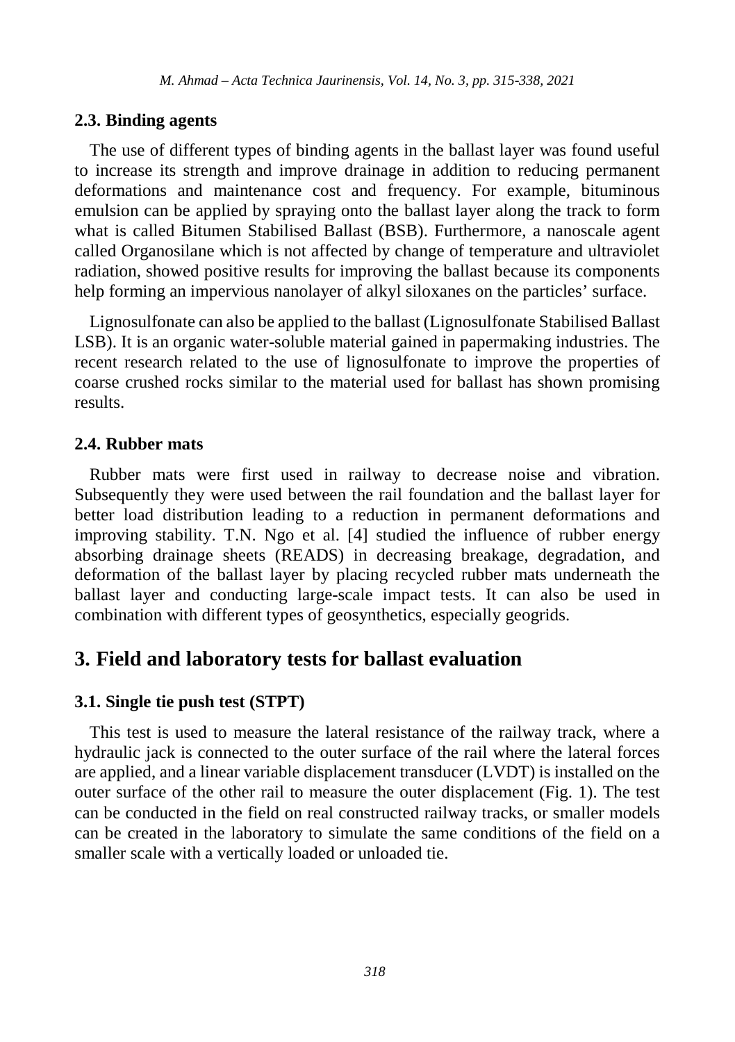### 2.3. Binding agents

The use of different types of binding agents in the ballast layer was found useful to increase its strength and improve drainage in addition to reducing permanent deformations and maintenance cost and frequency. For example, bituminous emulsion can be applied by spraying onto the ballast layer along the track to form what is called Bitumen Stabilised Ballast (BSB). Furthermore, a nanoscale agent called Organosilane which is not affected by change of temperature and ultraviolet radiation, showed positive results for improving the ballast because its components help forming an impervious nanolayer of alkyl siloxanes on the particles' surface.

Lignosulfonate can also be applied to the ballast (Lignosulfonate Stabilised Ballast LSB). It is an organic water-soluble material gained in papermaking industries. The recent research related to the use of lignosulfonate to improve the properties of coarse crushed rocks similar to the material used for ballast has shown promising results.

### 2.4. Rubber mats

Rubber mats were first used in railway to decrease noise and vibration. Subsequently they were used between the rail foundation and the ballast layer for better load distribution leading to a reduction in permanent deformations and improving stability. T.N. Ngo et al. [4] studied the influence of rubber energy absorbing drainage sheets (READS) in decreasing breakage, degradation, and deformation of the ballast layer by placing recycled rubber mats underneath the ballast layer and conducting large-scale impact tests. It can also be used in combination with different types of geosynthetics, especially geogrids.

## 3. Field and laboratory tests for ballast evaluation

### 3.1. Single tie push test (STPT)

This test is used to measure the lateral resistance of the railway track, where a hydraulic jack is connected to the outer surface of the rail where the lateral forces are applied, and a linear variable displacement transducer (LVDT) is installed on the outer surface of the other rail to measure the outer displacement (Fig. 1). The test can be conducted in the field on real constructed railway tracks, or smaller models can be created in the laboratory to simulate the same conditions of the field on a smaller scale with a vertically loaded or unloaded tie.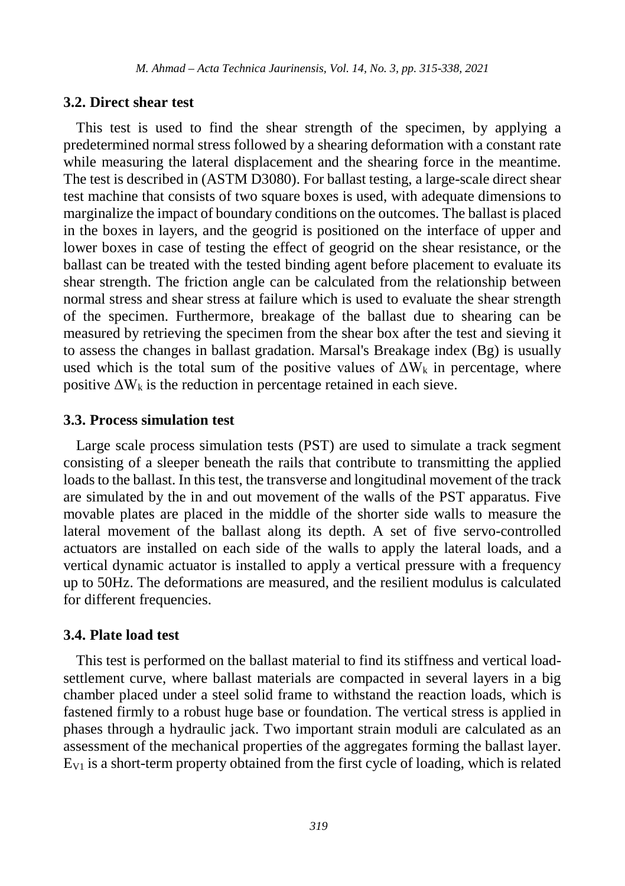### 3.2. Direct shear test

This test is used to find the shear strength of the specimen, by applying a predetermined normal stress followed by a shearing deformation with a constant rate while measuring the lateral displacement and the shearing force in the meantime. The test is described in (ASTM D3080). For ballast testing, a large-scale direct shear test machine that consists of two square boxes is used, with adequate dimensions to marginalize the impact of boundary conditions on the outcomes. The ballast is placed in the boxes in layers, and the geogrid is positioned on the interface of upper and lower boxes in case of testing the effect of geogrid on the shear resistance, or the ballast can be treated with the tested binding agent before placement to evaluate its shear strength. The friction angle can be calculated from the relationship between normal stress and shear stress at failure which is used to evaluate the shear strength of the specimen. Furthermore, breakage of the ballast due to shearing can be measured by retrieving the specimen from the shear box after the test and sieving it to assess the changes in ballast gradation. Marsal's Breakage index (Bg) is usually used which is the total sum of the positive values of $\Delta W_k$ in percentage, where positive $\Delta W_k$ is the reduction in percentage retained in each sieve.

### 3.3. Process simulation test

Large scale process simulation tests (PST) are used to simulate a track segment consisting of a sleeper beneath the rails that contribute to transmitting the applied loads to the ballast. In this test, the transverse and longitudinal movement of the track are simulated by the in and out movement of the walls of the PST apparatus. Five movable plates are placed in the middle of the shorter side walls to measure the lateral movement of the ballast along its depth. A set of five servo-controlled actuators are installed on each side of the walls to apply the lateral loads, and a vertical dynamic actuator is installed to apply a vertical pressure with a frequency up to 50Hz. The deformations are measured, and the resilient modulus is calculated for different frequencies.

### 3.4. Plate load test

This test is performed on the ballast material to find its stiffness and vertical load-settlement curve, where ballast materials are compacted in several layers in a big chamber placed under a steel solid frame to withstand the reaction loads, which is fastened firmly to a robust huge base or foundation. The vertical stress is applied in phases through a hydraulic jack. Two important strain moduli are calculated as an assessment of the mechanical properties of the aggregates forming the ballast layer. $E_{V1}$ is a short-term property obtained from the first cycle of loading, which is related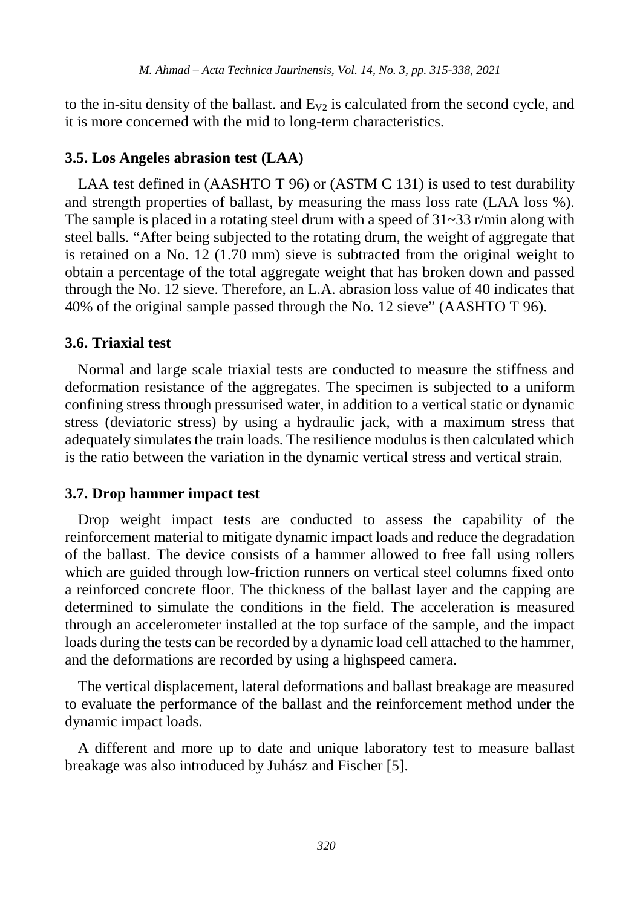to the in-situ density of the ballast. and $E_{V2}$ is calculated from the second cycle, and it is more concerned with the mid to long-term characteristics.

### 3.5. Los Angeles abrasion test (LAA)

LAA test defined in (AASHTO T 96) or (ASTM C 131) is used to test durability and strength properties of ballast, by measuring the mass loss rate (LAA loss %). The sample is placed in a rotating steel drum with a speed of 31~33 r/min along with steel balls. "After being subjected to the rotating drum, the weight of aggregate that is retained on a No. 12 (1.70 mm) sieve is subtracted from the original weight to obtain a percentage of the total aggregate weight that has broken down and passed through the No. 12 sieve. Therefore, an L.A. abrasion loss value of 40 indicates that 40% of the original sample passed through the No. 12 sieve" (AASHTO T 96).

### 3.6. Triaxial test

Normal and large scale triaxial tests are conducted to measure the stiffness and deformation resistance of the aggregates. The specimen is subjected to a uniform confining stress through pressurised water, in addition to a vertical static or dynamic stress (deviatoric stress) by using a hydraulic jack, with a maximum stress that adequately simulates the train loads. The resilience modulus is then calculated which is the ratio between the variation in the dynamic vertical stress and vertical strain.

### 3.7. Drop hammer impact test

Drop weight impact tests are conducted to assess the capability of the reinforcement material to mitigate dynamic impact loads and reduce the degradation of the ballast. The device consists of a hammer allowed to free fall using rollers which are guided through low-friction runners on vertical steel columns fixed onto a reinforced concrete floor. The thickness of the ballast layer and the capping are determined to simulate the conditions in the field. The acceleration is measured through an accelerometer installed at the top surface of the sample, and the impact loads during the tests can be recorded by a dynamic load cell attached to the hammer, and the deformations are recorded by using a highspeed camera.

The vertical displacement, lateral deformations and ballast breakage are measured to evaluate the performance of the ballast and the reinforcement method under the dynamic impact loads.

A different and more up to date and unique laboratory test to measure ballast breakage was also introduced by Juhász and Fischer [5].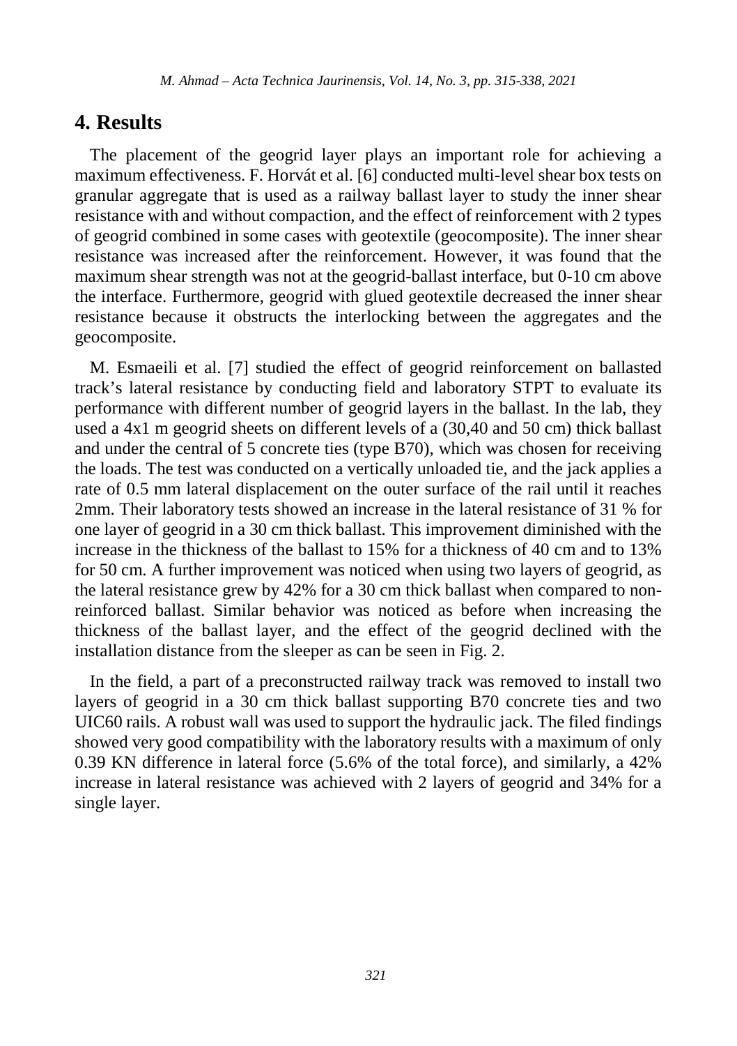## 4. Results

The placement of the geogrid layer plays an important role for achieving a maximum effectiveness. F. Horvát et al. [6] conducted multi-level shear box tests on granular aggregate that is used as a railway ballast layer to study the inner shear resistance with and without compaction, and the effect of reinforcement with 2 types of geogrid combined in some cases with geotextile (geocomposite). The inner shear resistance was increased after the reinforcement. However, it was found that the maximum shear strength was not at the geogrid-ballast interface, but 0-10 cm above the interface. Furthermore, geogrid with glued geotextile decreased the inner shear resistance because it obstructs the interlocking between the aggregates and the geocomposite.

M. Esmaeili et al. [7] studied the effect of geogrid reinforcement on ballasted track's lateral resistance by conducting field and laboratory STPT to evaluate its performance with different number of geogrid layers in the ballast. In the lab, they used a 4x1 m geogrid sheets on different levels of a (30,40 and 50 cm) thick ballast and under the central of 5 concrete ties (type B70), which was chosen for receiving the loads. The test was conducted on a vertically unloaded tie, and the jack applies a rate of 0.5 mm lateral displacement on the outer surface of the rail until it reaches 2mm. Their laboratory tests showed an increase in the lateral resistance of 31 % for one layer of geogrid in a 30 cm thick ballast. This improvement diminished with the increase in the thickness of the ballast to 15% for a thickness of 40 cm and to 13% for 50 cm. A further improvement was noticed when using two layers of geogrid, as the lateral resistance grew by 42% for a 30 cm thick ballast when compared to non-reinforced ballast. Similar behavior was noticed as before when increasing the thickness of the ballast layer, and the effect of the geogrid declined with the installation distance from the sleeper as can be seen in Fig. 2.

In the field, a part of a preconstructed railway track was removed to install two layers of geogrid in a 30 cm thick ballast supporting B70 concrete ties and two UIC60 rails. A robust wall was used to support the hydraulic jack. The filed findings showed very good compatibility with the laboratory results with a maximum of only 0.39 KN difference in lateral force (5.6% of the total force), and similarly, a 42% increase in lateral resistance was achieved with 2 layers of geogrid and 34% for a single layer.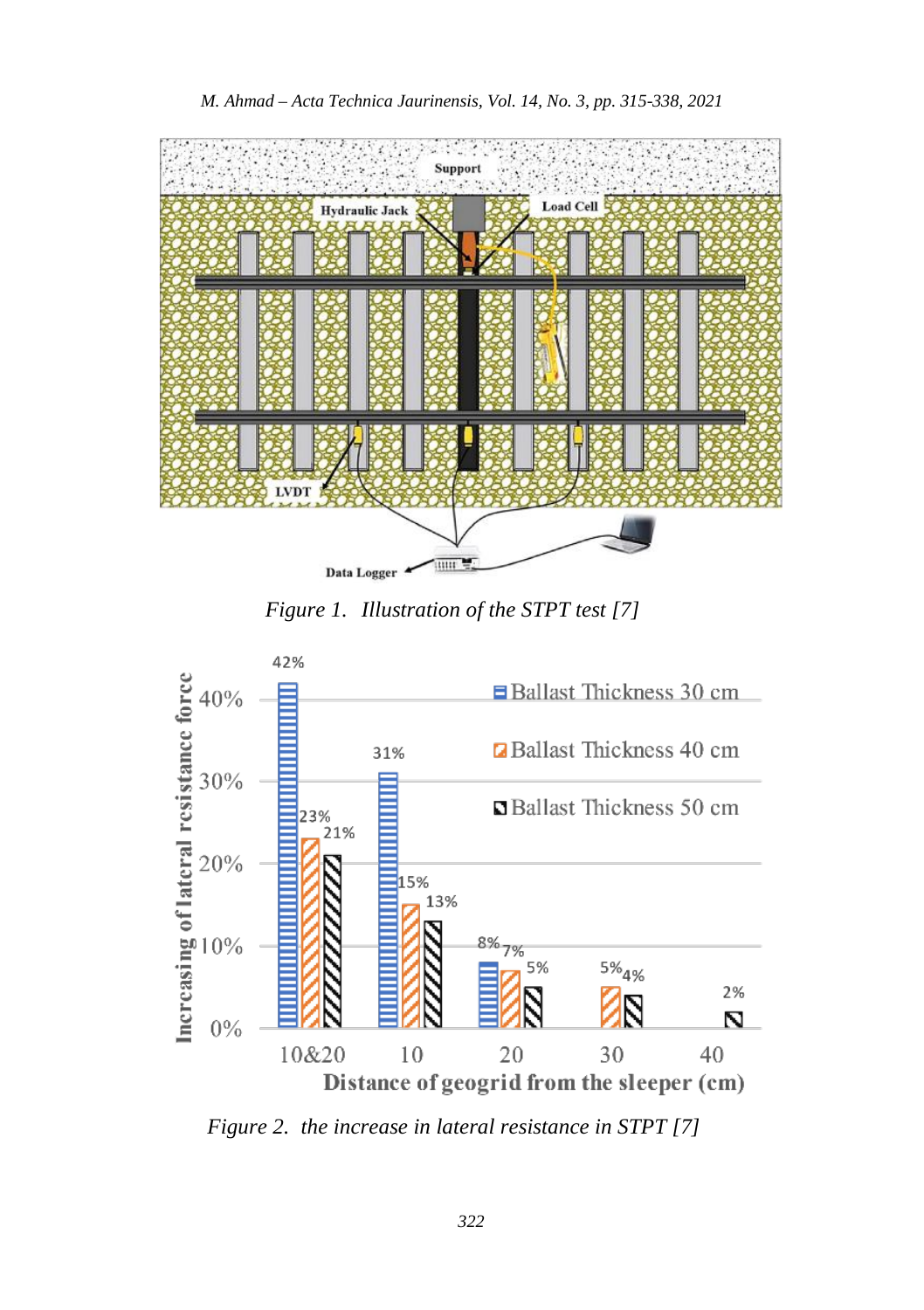*Figure 1. Illustration of the STPT test [7]*

*Figure 2. the increase in lateral resistance in STPT [7]*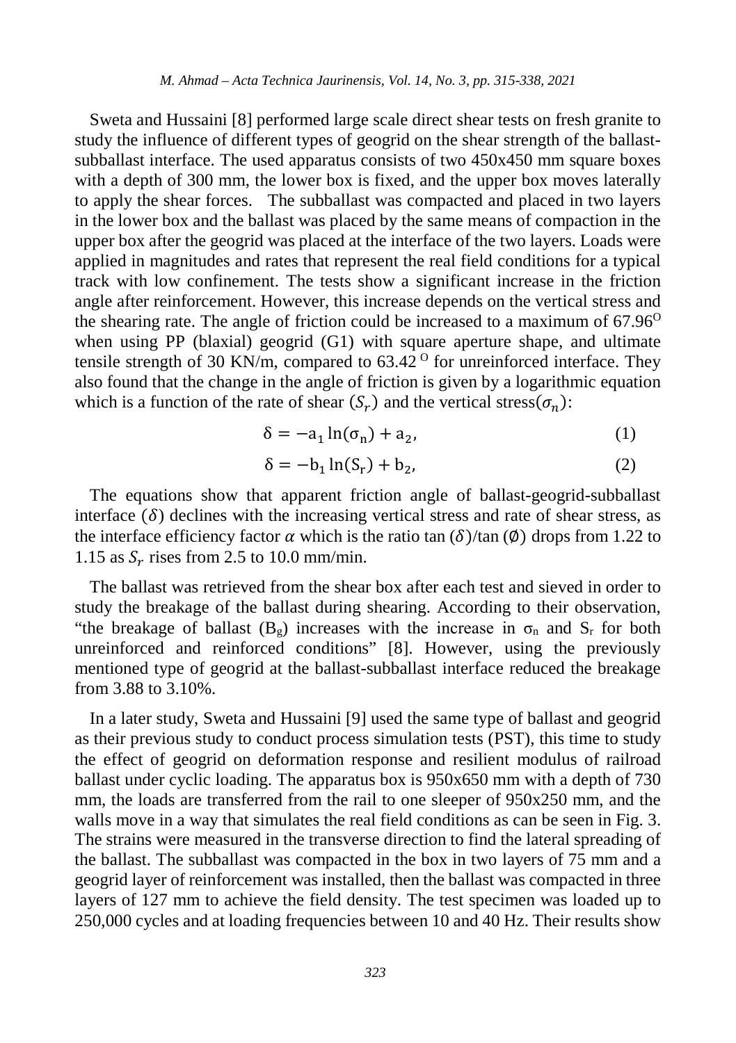Sweta and Hussaini [8] performed large scale direct shear tests on fresh granite to study the influence of different types of geogrid on the shear strength of the ballast-subballast interface. The used apparatus consists of two 450x450 mm square boxes with a depth of 300 mm, the lower box is fixed, and the upper box moves laterally to apply the shear forces. The subballast was compacted and placed in two layers in the lower box and the ballast was placed by the same means of compaction in the upper box after the geogrid was placed at the interface of the two layers. Loads were applied in magnitudes and rates that represent the real field conditions for a typical track with low confinement. The tests show a significant increase in the friction angle after reinforcement. However, this increase depends on the vertical stress and the shearing rate. The angle of friction could be increased to a maximum of 67.96$^{O}$ when using PP (blaxial) geogrid (G1) with square aperture shape, and ultimate tensile strength of 30 KN/m, compared to 63.42$^{O}$ for unreinforced interface. They also found that the change in the angle of friction is given by a logarithmic equation which is a function of the rate of shear ($S_r$) and the vertical stress($\sigma_n$):

$$\delta = -a_1 \ln(\sigma_n) + a_2, \quad (1)$$

$$\delta = -b_1 \ln(S_r) + b_2, \quad (2)$$

The equations show that apparent friction angle of ballast-geogrid-subballast interface ($\delta$) declines with the increasing vertical stress and rate of shear stress, as the interface efficiency factor $\alpha$ which is the ratio $\tan(\delta)/\tan(\emptyset)$ drops from 1.22 to 1.15 as $S_r$ rises from 2.5 to 10.0 mm/min.

The ballast was retrieved from the shear box after each test and sieved in order to study the breakage of the ballast during shearing. According to their observation, "the breakage of ballast ($B_g$) increases with the increase in $\sigma_n$ and $S_r$ for both unreinforced and reinforced conditions" [8]. However, using the previously mentioned type of geogrid at the ballast-subballast interface reduced the breakage from 3.88 to 3.10%.

In a later study, Sweta and Hussaini [9] used the same type of ballast and geogrid as their previous study to conduct process simulation tests (PST), this time to study the effect of geogrid on deformation response and resilient modulus of railroad ballast under cyclic loading. The apparatus box is 950x650 mm with a depth of 730 mm, the loads are transferred from the rail to one sleeper of 950x250 mm, and the walls move in a way that simulates the real field conditions as can be seen in Fig. 3. The strains were measured in the transverse direction to find the lateral spreading of the ballast. The subballast was compacted in the box in two layers of 75 mm and a geogrid layer of reinforcement was installed, then the ballast was compacted in three layers of 127 mm to achieve the field density. The test specimen was loaded up to 250,000 cycles and at loading frequencies between 10 and 40 Hz. Their results show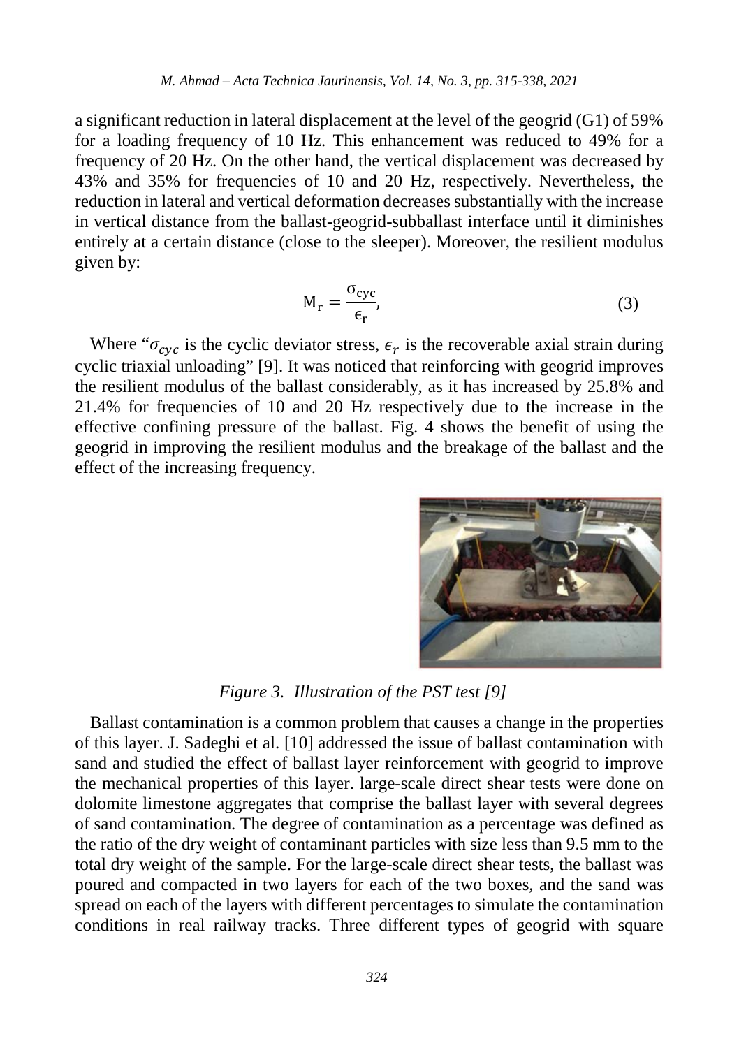a significant reduction in lateral displacement at the level of the geogrid (G1) of 59% for a loading frequency of 10 Hz. This enhancement was reduced to 49% for a frequency of 20 Hz. On the other hand, the vertical displacement was decreased by 43% and 35% for frequencies of 10 and 20 Hz, respectively. Nevertheless, the reduction in lateral and vertical deformation decreases substantially with the increase in vertical distance from the ballast-geogrid-subballast interface until it diminishes entirely at a certain distance (close to the sleeper). Moreover, the resilient modulus given by:

$$M_r = \frac{\sigma_{cyc}}{\epsilon_r}, \tag{3}$$

Where "$\sigma_{cyc}$ is the cyclic deviator stress, $\epsilon_r$ is the recoverable axial strain during cyclic triaxial unloading" [9]. It was noticed that reinforcing with geogrid improves the resilient modulus of the ballast considerably, as it has increased by 25.8% and 21.4% for frequencies of 10 and 20 Hz respectively due to the increase in the effective confining pressure of the ballast. Fig. 4 shows the benefit of using the geogrid in improving the resilient modulus and the breakage of the ballast and the effect of the increasing frequency.

*Figure 3. Illustration of the PST test [9]*

Ballast contamination is a common problem that causes a change in the properties of this layer. J. Sadeghi et al. [10] addressed the issue of ballast contamination with sand and studied the effect of ballast layer reinforcement with geogrid to improve the mechanical properties of this layer. large-scale direct shear tests were done on dolomite limestone aggregates that comprise the ballast layer with several degrees of sand contamination. The degree of contamination as a percentage was defined as the ratio of the dry weight of contaminant particles with size less than 9.5 mm to the total dry weight of the sample. For the large-scale direct shear tests, the ballast was poured and compacted in two layers for each of the two boxes, and the sand was spread on each of the layers with different percentages to simulate the contamination conditions in real railway tracks. Three different types of geogrid with square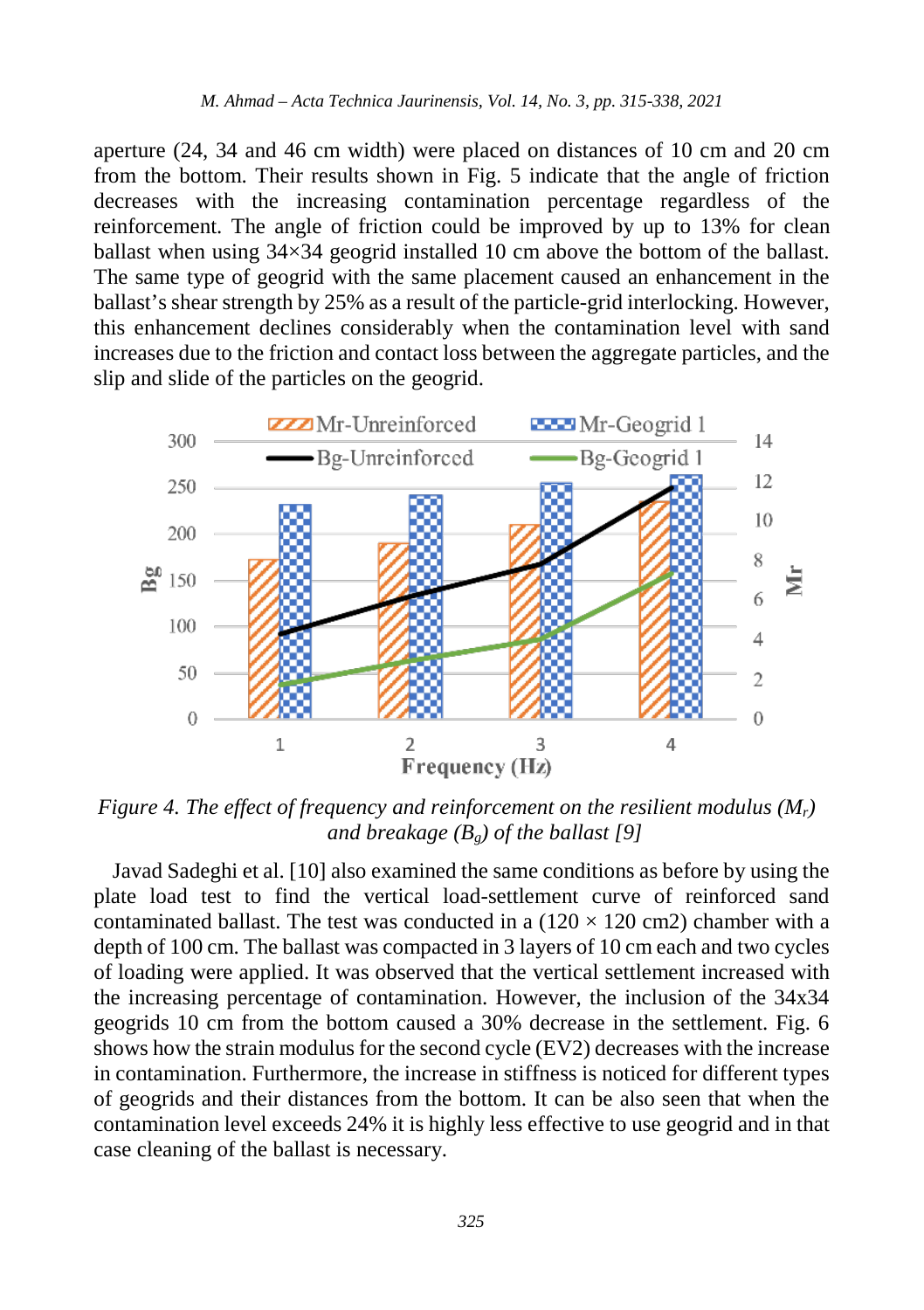aperture (24, 34 and 46 cm width) were placed on distances of 10 cm and 20 cm from the bottom. Their results shown in Fig. 5 indicate that the angle of friction decreases with the increasing contamination percentage regardless of the reinforcement. The angle of friction could be improved by up to 13% for clean ballast when using 34×34 geogrid installed 10 cm above the bottom of the ballast. The same type of geogrid with the same placement caused an enhancement in the ballast's shear strength by 25% as a result of the particle-grid interlocking. However, this enhancement declines considerably when the contamination level with sand increases due to the friction and contact loss between the aggregate particles, and the slip and slide of the particles on the geogrid.

*Figure 4. The effect of frequency and reinforcement on the resilient modulus ($M_r$) and breakage ($B_g$) of the ballast [9]*

Javad Sadeghi et al. [10] also examined the same conditions as before by using the plate load test to find the vertical load-settlement curve of reinforced sand contaminated ballast. The test was conducted in a (120 × 120 cm2) chamber with a depth of 100 cm. The ballast was compacted in 3 layers of 10 cm each and two cycles of loading were applied. It was observed that the vertical settlement increased with the increasing percentage of contamination. However, the inclusion of the 34x34 geogrids 10 cm from the bottom caused a 30% decrease in the settlement. Fig. 6 shows how the strain modulus for the second cycle (EV2) decreases with the increase in contamination. Furthermore, the increase in stiffness is noticed for different types of geogrids and their distances from the bottom. It can be also seen that when the contamination level exceeds 24% it is highly less effective to use geogrid and in that case cleaning of the ballast is necessary.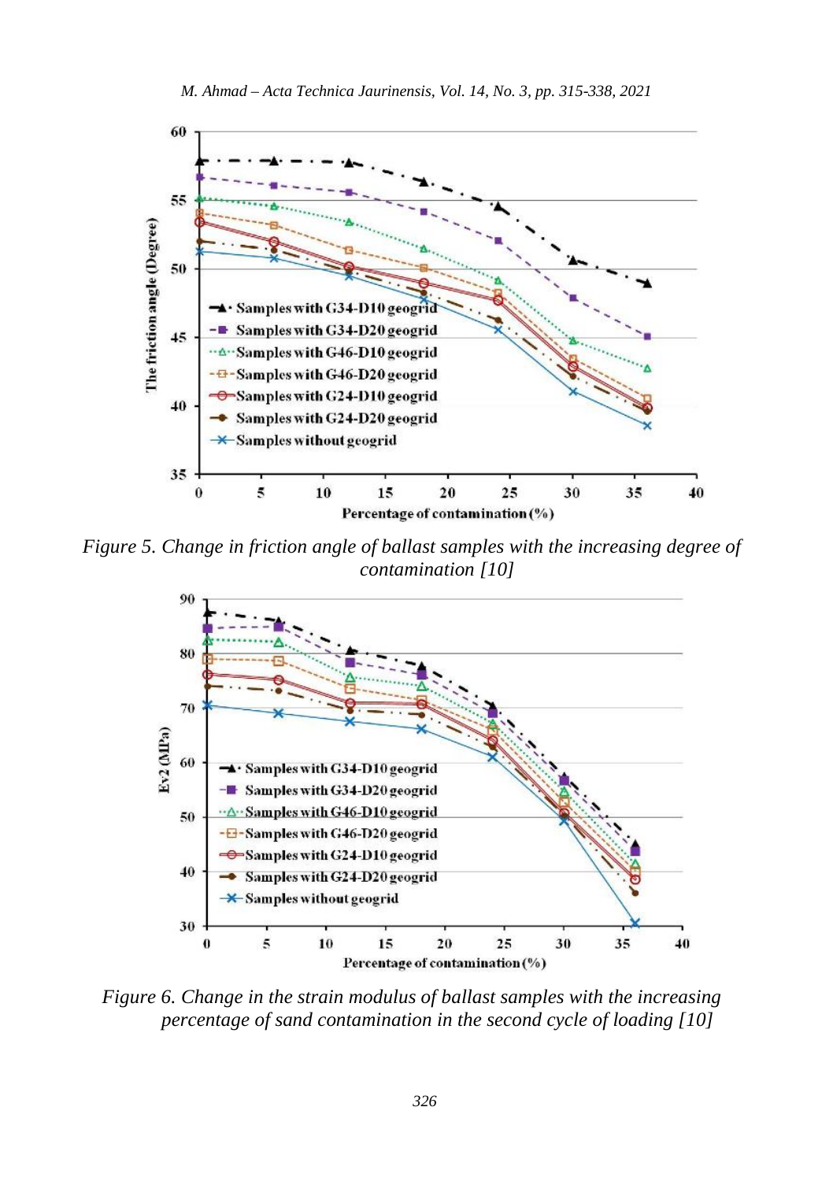Figure 5. Change in friction angle of ballast samples with the increasing degree of contamination [10]

Figure 6. Change in the strain modulus of ballast samples with the increasing percentage of sand contamination in the second cycle of loading [10]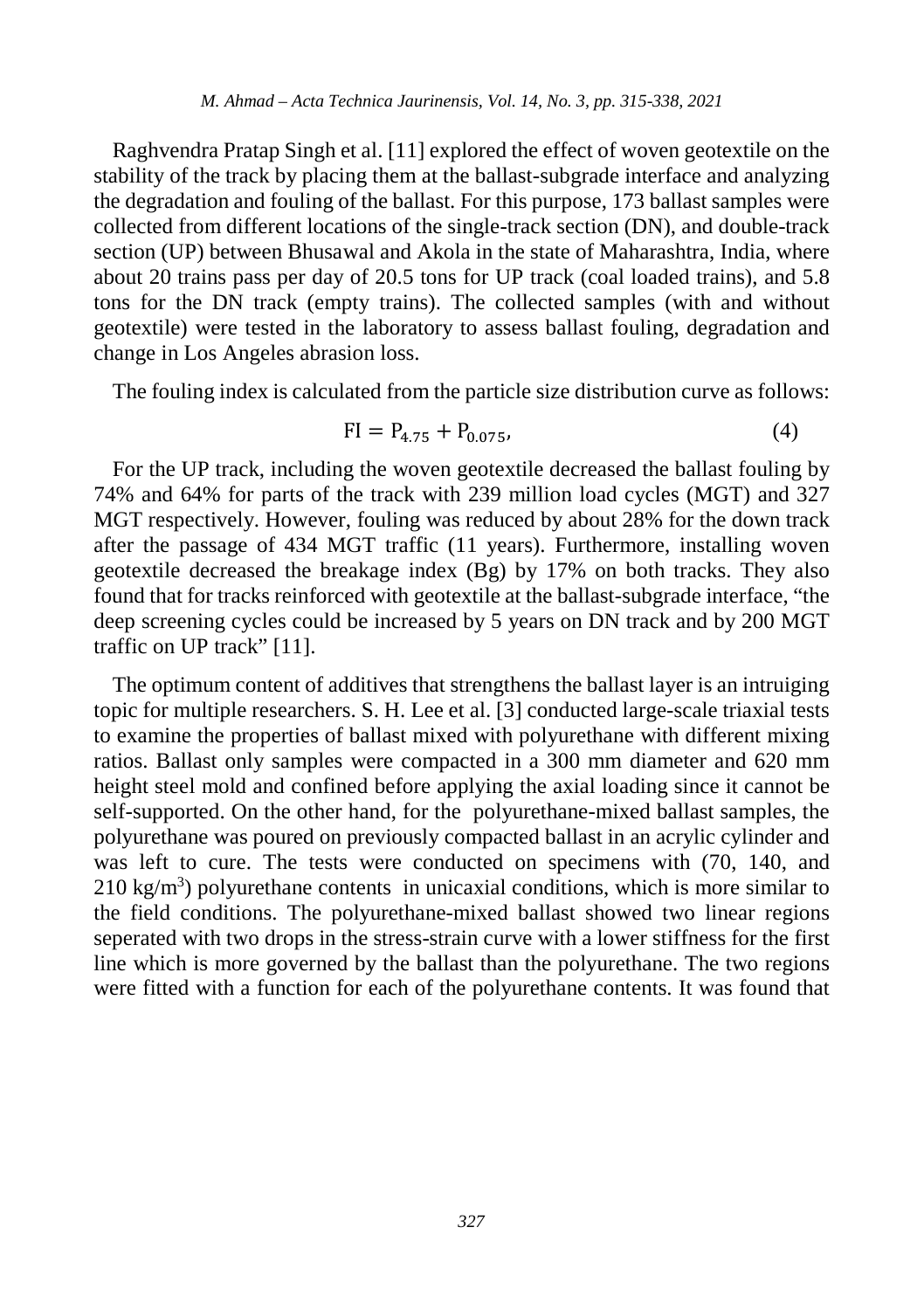Raghvendra Pratap Singh et al. [11] explored the effect of woven geotextile on the stability of the track by placing them at the ballast-subgrade interface and analyzing the degradation and fouling of the ballast. For this purpose, 173 ballast samples were collected from different locations of the single-track section (DN), and double-track section (UP) between Bhusawal and Akola in the state of Maharashtra, India, where about 20 trains pass per day of 20.5 tons for UP track (coal loaded trains), and 5.8 tons for the DN track (empty trains). The collected samples (with and without geotextile) were tested in the laboratory to assess ballast fouling, degradation and change in Los Angeles abrasion loss.

The fouling index is calculated from the particle size distribution curve as follows:

$$\mathrm{FI} = \mathrm{P}_{4.75} + \mathrm{P}_{0.075}, \tag{4}$$

For the UP track, including the woven geotextile decreased the ballast fouling by 74% and 64% for parts of the track with 239 million load cycles (MGT) and 327 MGT respectively. However, fouling was reduced by about 28% for the down track after the passage of 434 MGT traffic (11 years). Furthermore, installing woven geotextile decreased the breakage index (Bg) by 17% on both tracks. They also found that for tracks reinforced with geotextile at the ballast-subgrade interface, "the deep screening cycles could be increased by 5 years on DN track and by 200 MGT traffic on UP track" [11].

The optimum content of additives that strengthens the ballast layer is an intruiging topic for multiple researchers. S. H. Lee et al. [3] conducted large-scale triaxial tests to examine the properties of ballast mixed with polyurethane with different mixing ratios. Ballast only samples were compacted in a 300 mm diameter and 620 mm height steel mold and confined before applying the axial loading since it cannot be self-supported. On the other hand, for the polyurethane-mixed ballast samples, the polyurethane was poured on previously compacted ballast in an acrylic cylinder and was left to cure. The tests were conducted on specimens with (70, 140, and 210 $\mathrm{kg/m^3}$) polyurethane contents in unicaxial conditions, which is more similar to the field conditions. The polyurethane-mixed ballast showed two linear regions seperated with two drops in the stress-strain curve with a lower stiffness for the first line which is more governed by the ballast than the polyurethane. The two regions were fitted with a function for each of the polyurethane contents. It was found that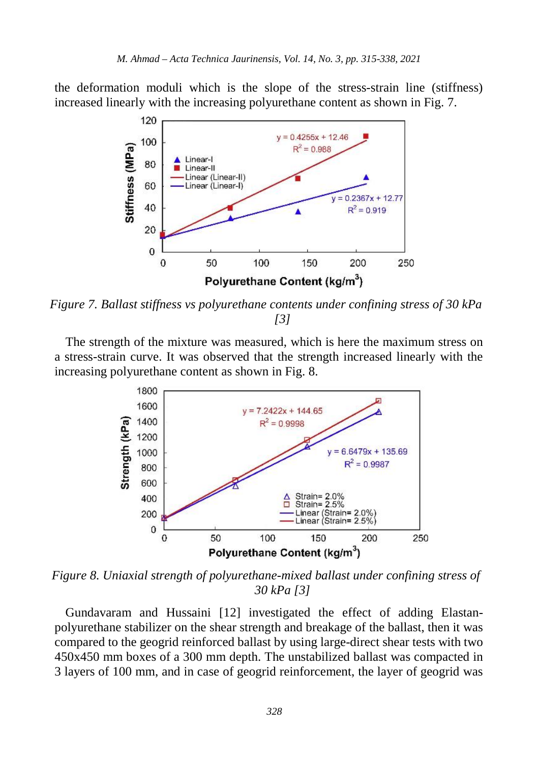the deformation moduli which is the slope of the stress-strain line (stiffness) increased linearly with the increasing polyurethane content as shown in Fig. 7.

*Figure 7. Ballast stiffness vs polyurethane contents under confining stress of 30 kPa [3]*

The strength of the mixture was measured, which is here the maximum stress on a stress-strain curve. It was observed that the strength increased linearly with the increasing polyurethane content as shown in Fig. 8.

*Figure 8. Uniaxial strength of polyurethane-mixed ballast under confining stress of 30 kPa [3]*

Gundavaram and Hussaini [12] investigated the effect of adding Elastan-polyurethane stabilizer on the shear strength and breakage of the ballast, then it was compared to the geogrid reinforced ballast by using large-direct shear tests with two 450x450 mm boxes of a 300 mm depth. The unstabilized ballast was compacted in 3 layers of 100 mm, and in case of geogrid reinforcement, the layer of geogrid was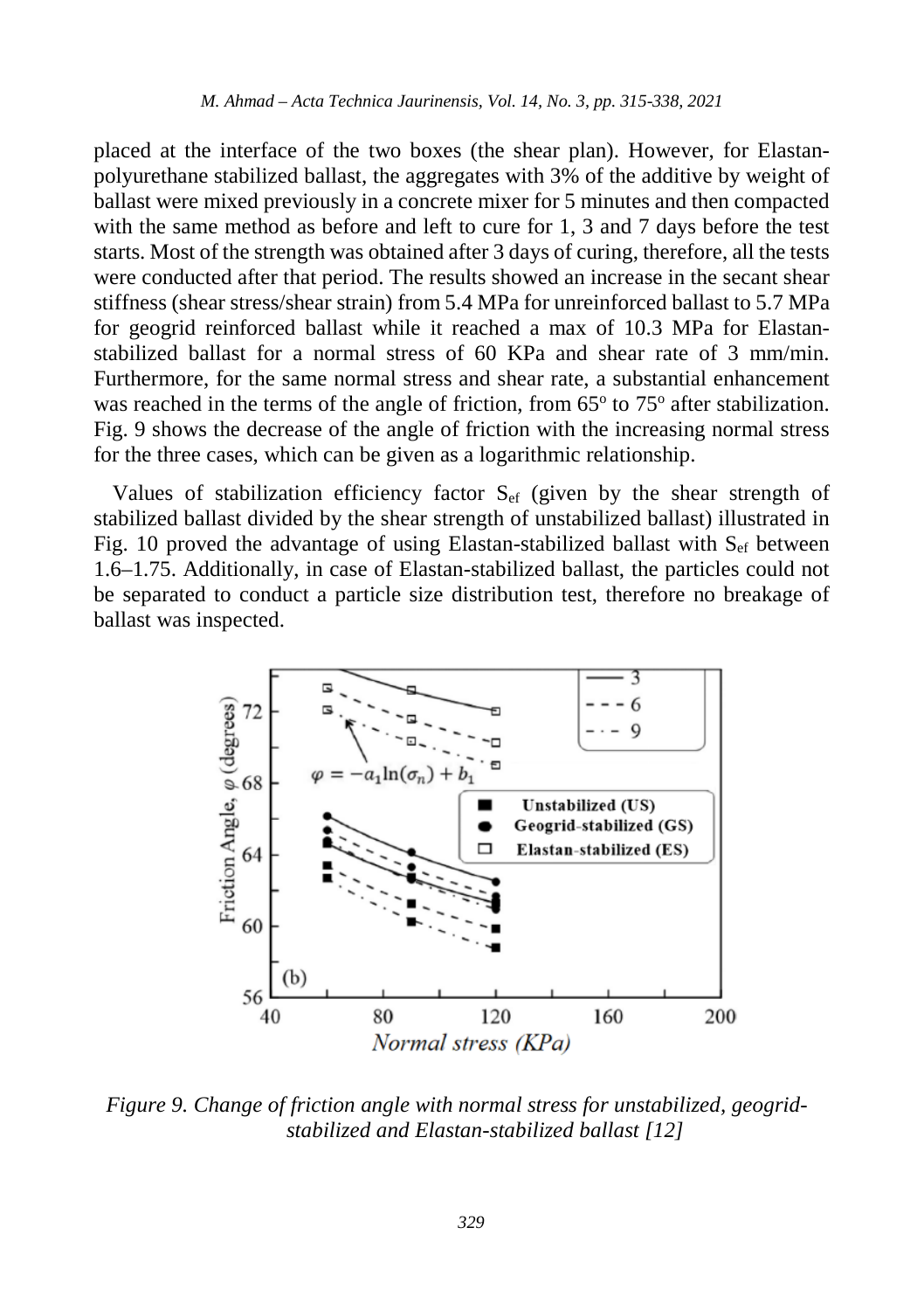placed at the interface of the two boxes (the shear plan). However, for Elastan-polyurethane stabilized ballast, the aggregates with 3% of the additive by weight of ballast were mixed previously in a concrete mixer for 5 minutes and then compacted with the same method as before and left to cure for 1, 3 and 7 days before the test starts. Most of the strength was obtained after 3 days of curing, therefore, all the tests were conducted after that period. The results showed an increase in the secant shear stiffness (shear stress/shear strain) from 5.4 MPa for unreinforced ballast to 5.7 MPa for geogrid reinforced ballast while it reached a max of 10.3 MPa for Elastan-stabilized ballast for a normal stress of 60 KPa and shear rate of 3 mm/min. Furthermore, for the same normal stress and shear rate, a substantial enhancement was reached in the terms of the angle of friction, from 65° to 75° after stabilization. Fig. 9 shows the decrease of the angle of friction with the increasing normal stress for the three cases, which can be given as a logarithmic relationship.

Values of stabilization efficiency factor $S_{ef}$ (given by the shear strength of stabilized ballast divided by the shear strength of unstabilized ballast) illustrated in Fig. 10 proved the advantage of using Elastan-stabilized ballast with $S_{ef}$ between 1.6–1.75. Additionally, in case of Elastan-stabilized ballast, the particles could not be separated to conduct a particle size distribution test, therefore no breakage of ballast was inspected.

*Figure 9. Change of friction angle with normal stress for unstabilized, geogrid-stabilized and Elastan-stabilized ballast [12]*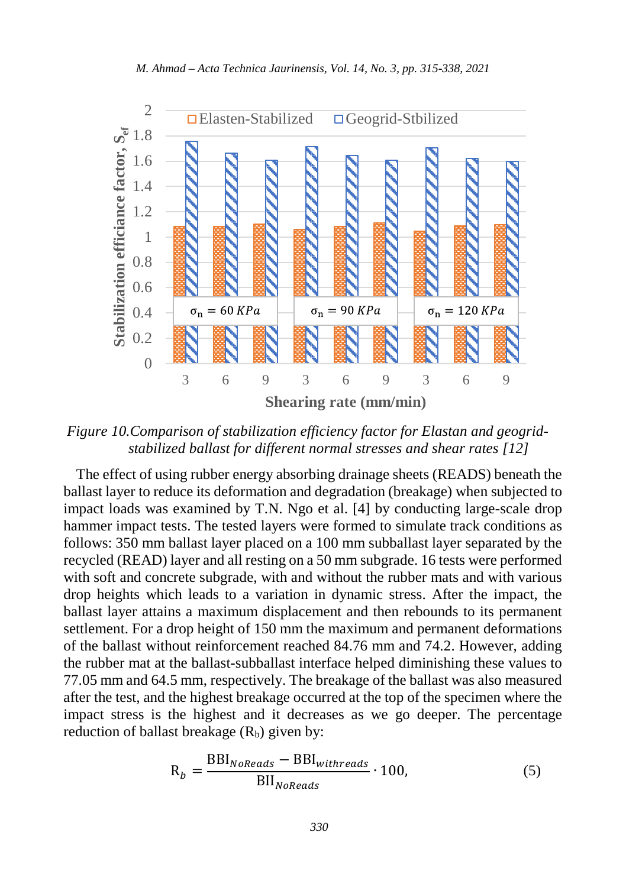*Figure 10.Comparison of stabilization efficiency factor for Elastan and geogrid-stabilized ballast for different normal stresses and shear rates [12]*

The effect of using rubber energy absorbing drainage sheets (READS) beneath the ballast layer to reduce its deformation and degradation (breakage) when subjected to impact loads was examined by T.N. Ngo et al. [4] by conducting large-scale drop hammer impact tests. The tested layers were formed to simulate track conditions as follows: 350 mm ballast layer placed on a 100 mm subballast layer separated by the recycled (READ) layer and all resting on a 50 mm subgrade. 16 tests were performed with soft and concrete subgrade, with and without the rubber mats and with various drop heights which leads to a variation in dynamic stress. After the impact, the ballast layer attains a maximum displacement and then rebounds to its permanent settlement. For a drop height of 150 mm the maximum and permanent deformations of the ballast without reinforcement reached 84.76 mm and 74.2. However, adding the rubber mat at the ballast-subballast interface helped diminishing these values to 77.05 mm and 64.5 mm, respectively. The breakage of the ballast was also measured after the test, and the highest breakage occurred at the top of the specimen where the impact stress is the highest and it decreases as we go deeper. The percentage reduction of ballast breakage ($R_b$) given by:

$$R_b = \frac{BBI_{NoReads} - BBI_{withreads}}{BII_{NoReads}} \cdot 100, \tag{5}$$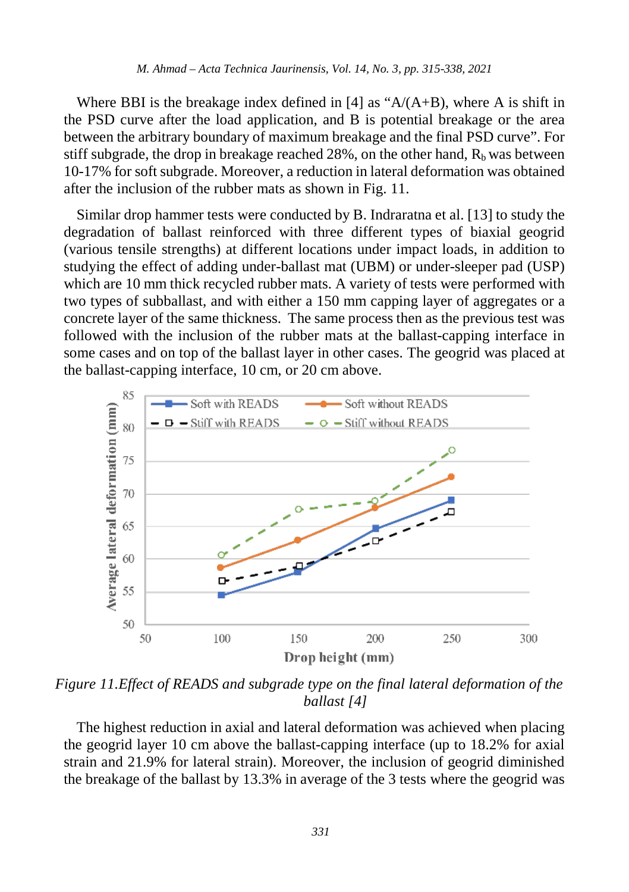Where BBI is the breakage index defined in [4] as "A/(A+B), where A is shift in the PSD curve after the load application, and B is potential breakage or the area between the arbitrary boundary of maximum breakage and the final PSD curve". For stiff subgrade, the drop in breakage reached 28%, on the other hand, $R_b$ was between 10-17% for soft subgrade. Moreover, a reduction in lateral deformation was obtained after the inclusion of the rubber mats as shown in Fig. 11.

Similar drop hammer tests were conducted by B. Indraratna et al. [13] to study the degradation of ballast reinforced with three different types of biaxial geogrid (various tensile strengths) at different locations under impact loads, in addition to studying the effect of adding under-ballast mat (UBM) or under-sleeper pad (USP) which are 10 mm thick recycled rubber mats. A variety of tests were performed with two types of subballast, and with either a 150 mm capping layer of aggregates or a concrete layer of the same thickness. The same process then as the previous test was followed with the inclusion of the rubber mats at the ballast-capping interface in some cases and on top of the ballast layer in other cases. The geogrid was placed at the ballast-capping interface, 10 cm, or 20 cm above.

*Figure 11.Effect of READS and subgrade type on the final lateral deformation of the ballast [4]*

The highest reduction in axial and lateral deformation was achieved when placing the geogrid layer 10 cm above the ballast-capping interface (up to 18.2% for axial strain and 21.9% for lateral strain). Moreover, the inclusion of geogrid diminished the breakage of the ballast by 13.3% in average of the 3 tests where the geogrid was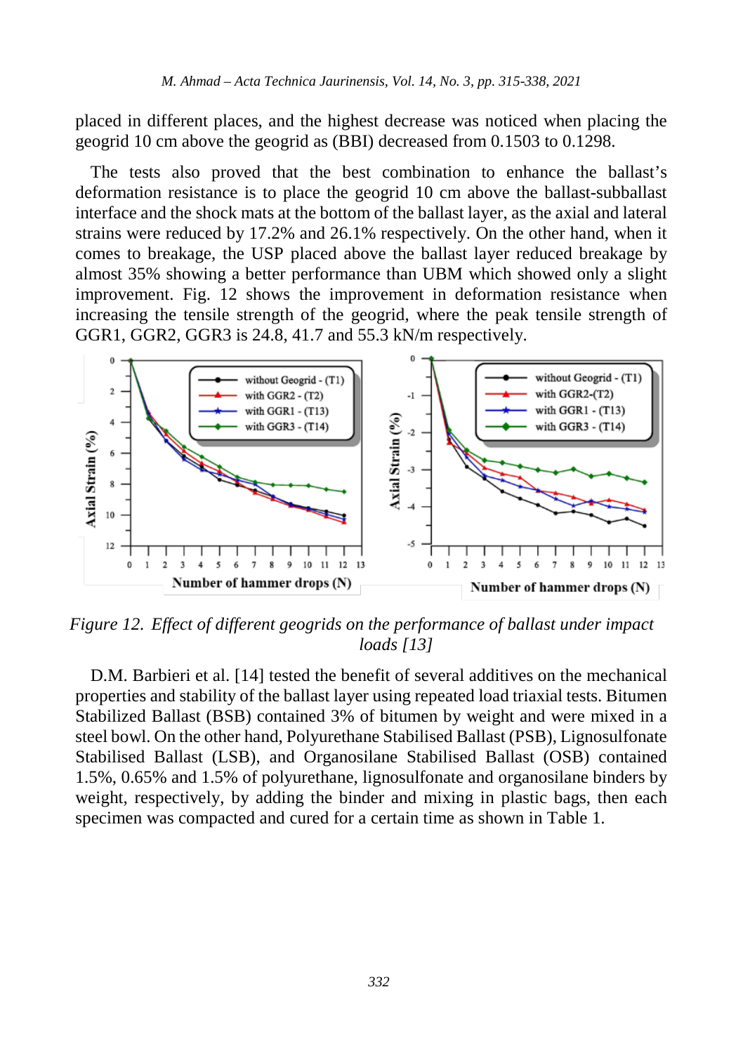placed in different places, and the highest decrease was noticed when placing the geogrid 10 cm above the geogrid as (BBI) decreased from 0.1503 to 0.1298.

The tests also proved that the best combination to enhance the ballast's deformation resistance is to place the geogrid 10 cm above the ballast-subballast interface and the shock mats at the bottom of the ballast layer, as the axial and lateral strains were reduced by 17.2% and 26.1% respectively. On the other hand, when it comes to breakage, the USP placed above the ballast layer reduced breakage by almost 35% showing a better performance than UBM which showed only a slight improvement. Fig. 12 shows the improvement in deformation resistance when increasing the tensile strength of the geogrid, where the peak tensile strength of GGR1, GGR2, GGR3 is 24.8, 41.7 and 55.3 kN/m respectively.

*Figure 12. Effect of different geogrids on the performance of ballast under impact loads [13]*

D.M. Barbieri et al. [14] tested the benefit of several additives on the mechanical properties and stability of the ballast layer using repeated load triaxial tests. Bitumen Stabilized Ballast (BSB) contained 3% of bitumen by weight and were mixed in a steel bowl. On the other hand, Polyurethane Stabilised Ballast (PSB), Lignosulfonate Stabilised Ballast (LSB), and Organosilane Stabilised Ballast (OSB) contained 1.5%, 0.65% and 1.5% of polyurethane, lignosulfonate and organosilane binders by weight, respectively, by adding the binder and mixing in plastic bags, then each specimen was compacted and cured for a certain time as shown in Table 1.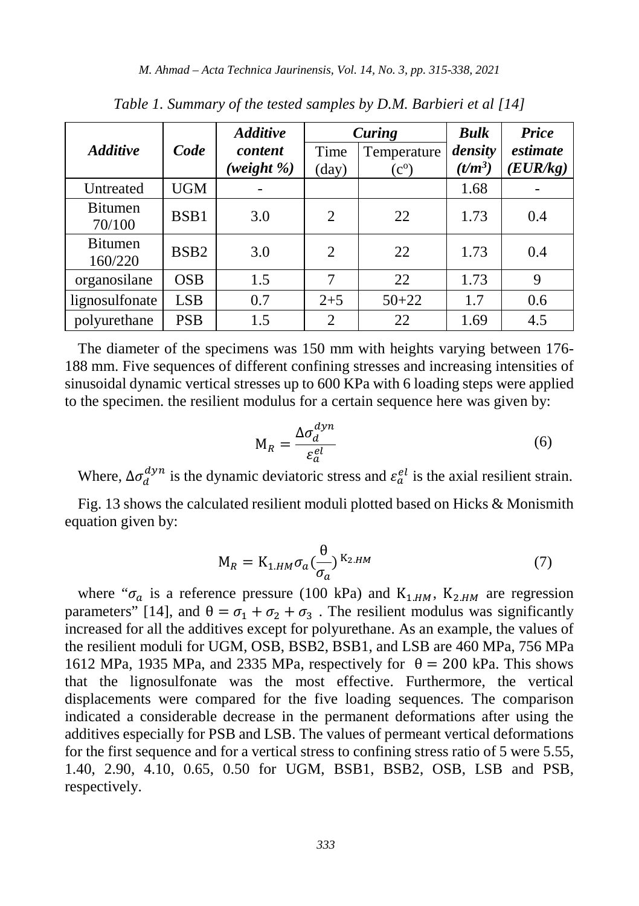*Table 1. Summary of the tested samples by D.M. Barbieri et al [14]*

| *Additive* | *Code* | *Additive content (weight %)* | *Curing* | | *Bulk density ($t/m^3$)* | *Price estimate (EUR/kg)* |
|---|---|---|---|---|---|---|
| | | | Time (day) | Temperature ($c^o$) | | |
| Untreated | UGM | - | | | 1.68 | - |
| Bitumen 70/100 | BSB1 | 3.0 | 2 | 22 | 1.73 | 0.4 |
| Bitumen 160/220 | BSB2 | 3.0 | 2 | 22 | 1.73 | 0.4 |
| organosilane | OSB | 1.5 | 7 | 22 | 1.73 | 9 |
| lignosulfonate | LSB | 0.7 | 2+5 | 50+22 | 1.7 | 0.6 |
| polyurethane | PSB | 1.5 | 2 | 22 | 1.69 | 4.5 |

The diameter of the specimens was 150 mm with heights varying between 176-188 mm. Five sequences of different confining stresses and increasing intensities of sinusoidal dynamic vertical stresses up to 600 KPa with 6 loading steps were applied to the specimen. the resilient modulus for a certain sequence here was given by:

$$\mathrm{M}_R = \frac{\Delta\sigma_d^{dyn}}{\varepsilon_a^{el}} \tag{6}$$

Where, $\Delta\sigma_d^{dyn}$ is the dynamic deviatoric stress and $\varepsilon_a^{el}$ is the axial resilient strain.

Fig. 13 shows the calculated resilient moduli plotted based on Hicks & Monismith equation given by:

$$\mathrm{M}_R = \mathrm{K}_{1.HM}\sigma_a\left(\frac{\theta}{\sigma_a}\right)^{\mathrm{K}_{2.HM}} \tag{7}$$

where "$\sigma_a$ is a reference pressure (100 kPa) and $\mathrm{K}_{1.HM}$, $\mathrm{K}_{2.HM}$ are regression parameters" [14], and $\theta = \sigma_1 + \sigma_2 + \sigma_3$ . The resilient modulus was significantly increased for all the additives except for polyurethane. As an example, the values of the resilient moduli for UGM, OSB, BSB2, BSB1, and LSB are 460 MPa, 756 MPa 1612 MPa, 1935 MPa, and 2335 MPa, respectively for $\theta = 200$ kPa. This shows that the lignosulfonate was the most effective. Furthermore, the vertical displacements were compared for the five loading sequences. The comparison indicated a considerable decrease in the permanent deformations after using the additives especially for PSB and LSB. The values of permeant vertical deformations for the first sequence and for a vertical stress to confining stress ratio of 5 were 5.55, 1.40, 2.90, 4.10, 0.65, 0.50 for UGM, BSB1, BSB2, OSB, LSB and PSB, respectively.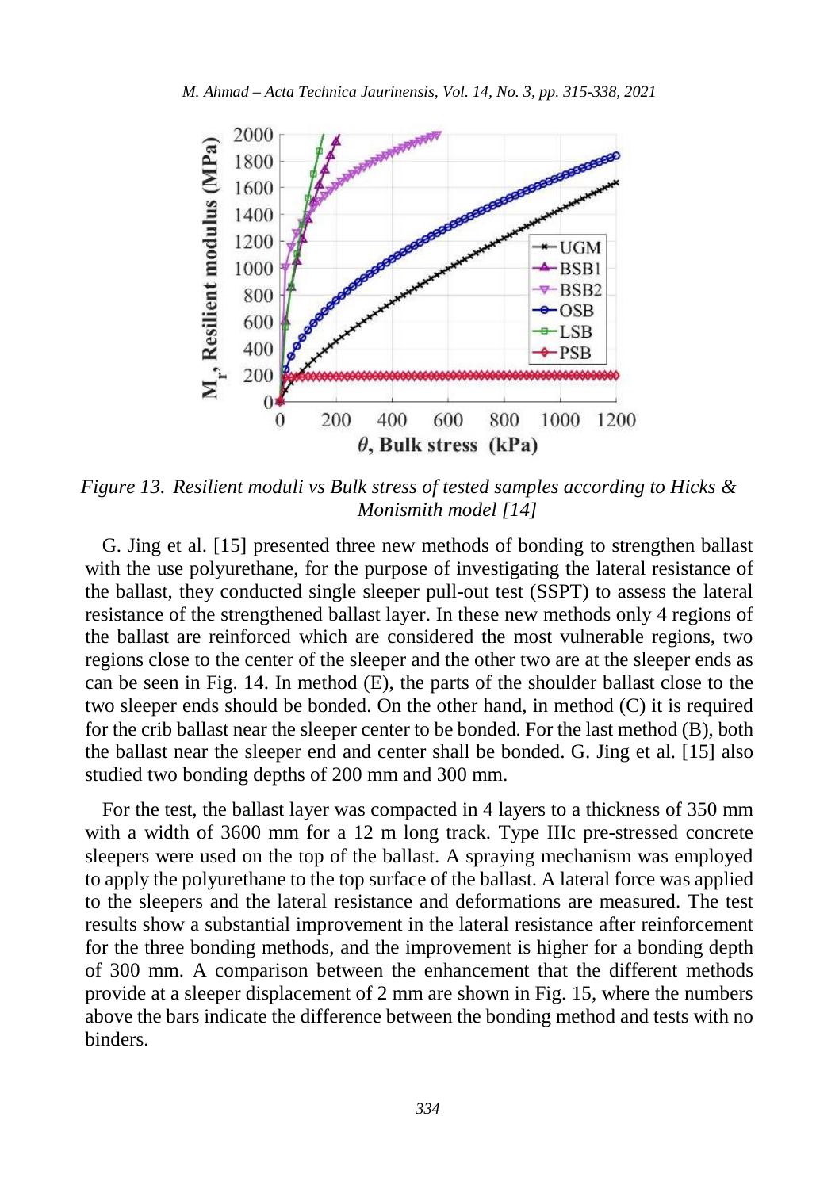*Figure 13. Resilient moduli vs Bulk stress of tested samples according to Hicks & Monismith model [14]*

G. Jing et al. [15] presented three new methods of bonding to strengthen ballast with the use polyurethane, for the purpose of investigating the lateral resistance of the ballast, they conducted single sleeper pull-out test (SSPT) to assess the lateral resistance of the strengthened ballast layer. In these new methods only 4 regions of the ballast are reinforced which are considered the most vulnerable regions, two regions close to the center of the sleeper and the other two are at the sleeper ends as can be seen in Fig. 14. In method (E), the parts of the shoulder ballast close to the two sleeper ends should be bonded. On the other hand, in method (C) it is required for the crib ballast near the sleeper center to be bonded. For the last method (B), both the ballast near the sleeper end and center shall be bonded. G. Jing et al. [15] also studied two bonding depths of 200 mm and 300 mm.

For the test, the ballast layer was compacted in 4 layers to a thickness of 350 mm with a width of 3600 mm for a 12 m long track. Type IIIc pre-stressed concrete sleepers were used on the top of the ballast. A spraying mechanism was employed to apply the polyurethane to the top surface of the ballast. A lateral force was applied to the sleepers and the lateral resistance and deformations are measured. The test results show a substantial improvement in the lateral resistance after reinforcement for the three bonding methods, and the improvement is higher for a bonding depth of 300 mm. A comparison between the enhancement that the different methods provide at a sleeper displacement of 2 mm are shown in Fig. 15, where the numbers above the bars indicate the difference between the bonding method and tests with no binders.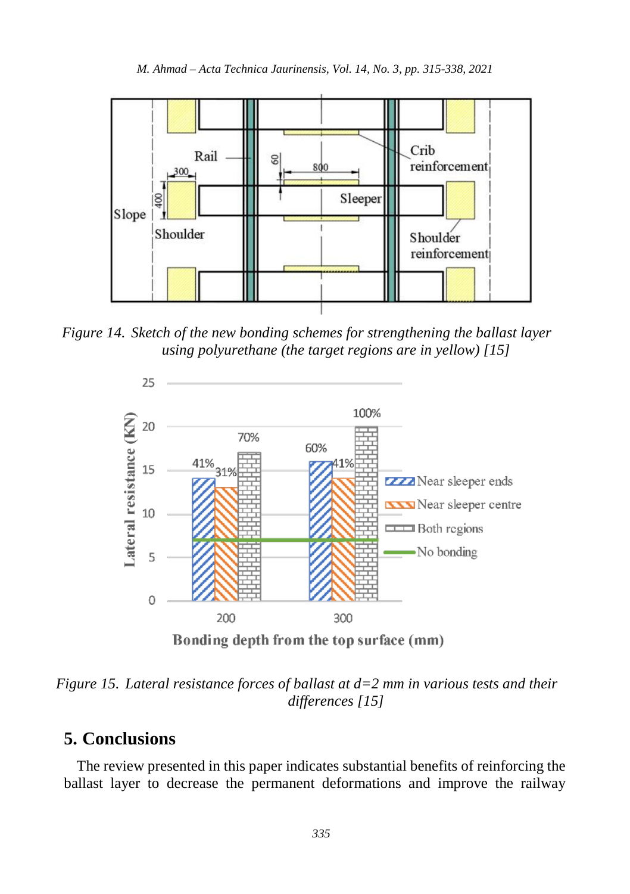Figure 14. Sketch of the new bonding schemes for strengthening the ballast layer using polyurethane (the target regions are in yellow) [15]

Figure 15. Lateral resistance forces of ballast at d=2 mm in various tests and their differences [15]

## 5. Conclusions

The review presented in this paper indicates substantial benefits of reinforcing the ballast layer to decrease the permanent deformations and improve the railway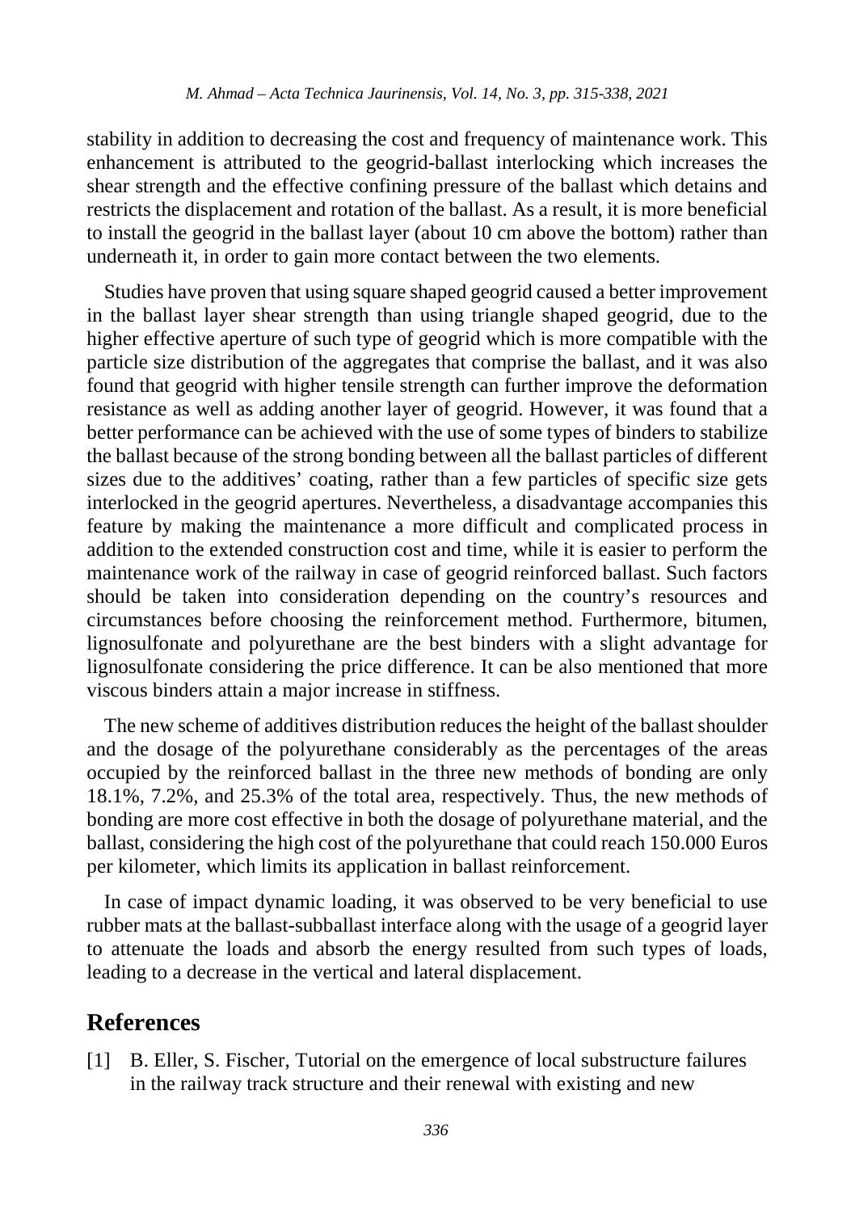stability in addition to decreasing the cost and frequency of maintenance work. This enhancement is attributed to the geogrid-ballast interlocking which increases the shear strength and the effective confining pressure of the ballast which detains and restricts the displacement and rotation of the ballast. As a result, it is more beneficial to install the geogrid in the ballast layer (about 10 cm above the bottom) rather than underneath it, in order to gain more contact between the two elements.

Studies have proven that using square shaped geogrid caused a better improvement in the ballast layer shear strength than using triangle shaped geogrid, due to the higher effective aperture of such type of geogrid which is more compatible with the particle size distribution of the aggregates that comprise the ballast, and it was also found that geogrid with higher tensile strength can further improve the deformation resistance as well as adding another layer of geogrid. However, it was found that a better performance can be achieved with the use of some types of binders to stabilize the ballast because of the strong bonding between all the ballast particles of different sizes due to the additives' coating, rather than a few particles of specific size gets interlocked in the geogrid apertures. Nevertheless, a disadvantage accompanies this feature by making the maintenance a more difficult and complicated process in addition to the extended construction cost and time, while it is easier to perform the maintenance work of the railway in case of geogrid reinforced ballast. Such factors should be taken into consideration depending on the country's resources and circumstances before choosing the reinforcement method. Furthermore, bitumen, lignosulfonate and polyurethane are the best binders with a slight advantage for lignosulfonate considering the price difference. It can be also mentioned that more viscous binders attain a major increase in stiffness.

The new scheme of additives distribution reduces the height of the ballast shoulder and the dosage of the polyurethane considerably as the percentages of the areas occupied by the reinforced ballast in the three new methods of bonding are only 18.1%, 7.2%, and 25.3% of the total area, respectively. Thus, the new methods of bonding are more cost effective in both the dosage of polyurethane material, and the ballast, considering the high cost of the polyurethane that could reach 150.000 Euros per kilometer, which limits its application in ballast reinforcement.

In case of impact dynamic loading, it was observed to be very beneficial to use rubber mats at the ballast-subballast interface along with the usage of a geogrid layer to attenuate the loads and absorb the energy resulted from such types of loads, leading to a decrease in the vertical and lateral displacement.

## References

[1] B. Eller, S. Fischer, Tutorial on the emergence of local substructure failures in the railway track structure and their renewal with existing and new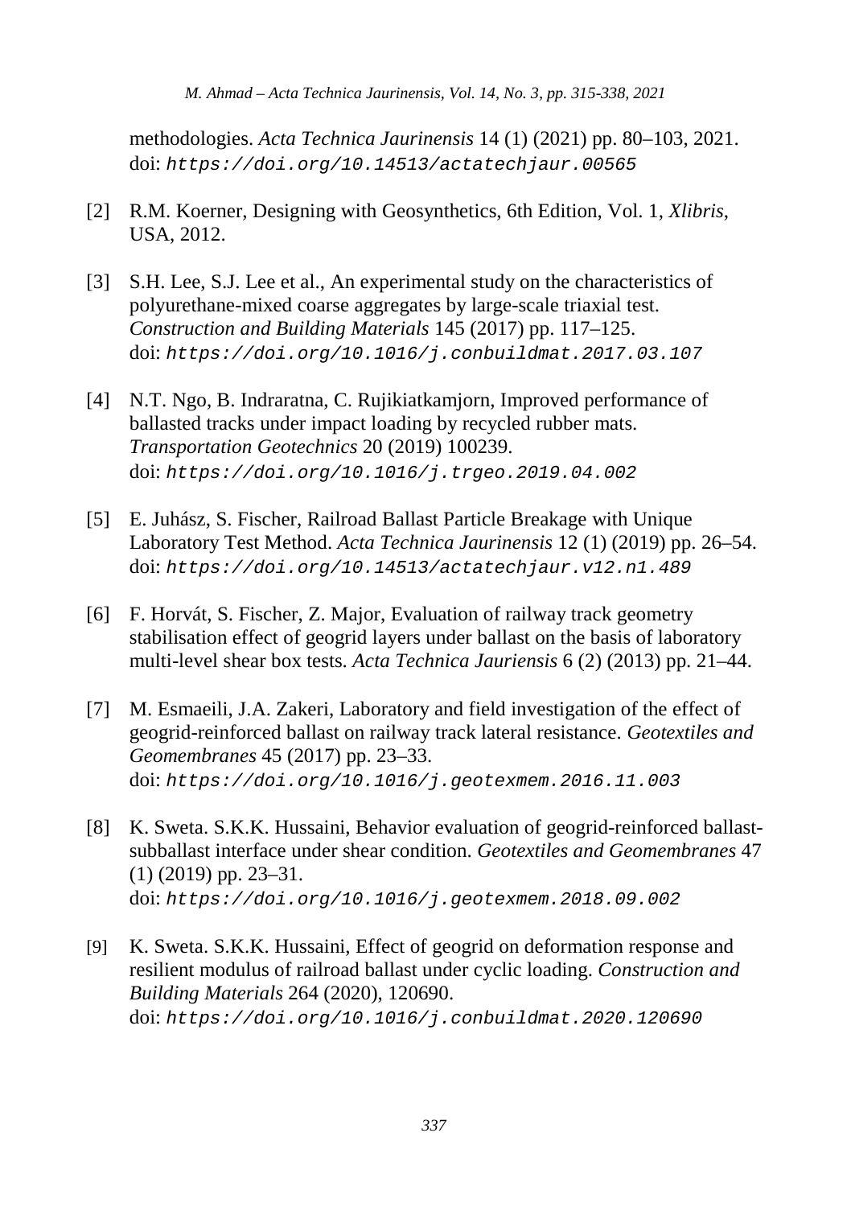methodologies. *Acta Technica Jaurinensis* 14 (1) (2021) pp. 80–103, 2021. doi: `https://doi.org/10.14513/actatechjaur.00565`

[2] R.M. Koerner, Designing with Geosynthetics, 6th Edition, Vol. 1, *Xlibris*, USA, 2012.

[3] S.H. Lee, S.J. Lee et al., An experimental study on the characteristics of polyurethane-mixed coarse aggregates by large-scale triaxial test. *Construction and Building Materials* 145 (2017) pp. 117–125. doi: `https://doi.org/10.1016/j.conbuildmat.2017.03.107`

[4] N.T. Ngo, B. Indraratna, C. Rujikiatkamjorn, Improved performance of ballasted tracks under impact loading by recycled rubber mats. *Transportation Geotechnics* 20 (2019) 100239. doi: `https://doi.org/10.1016/j.trgeo.2019.04.002`

[5] E. Juhász, S. Fischer, Railroad Ballast Particle Breakage with Unique Laboratory Test Method. *Acta Technica Jaurinensis* 12 (1) (2019) pp. 26–54. doi: `https://doi.org/10.14513/actatechjaur.v12.n1.489`

[6] F. Horvát, S. Fischer, Z. Major, Evaluation of railway track geometry stabilisation effect of geogrid layers under ballast on the basis of laboratory multi-level shear box tests. *Acta Technica Jauriensis* 6 (2) (2013) pp. 21–44.

[7] M. Esmaeili, J.A. Zakeri, Laboratory and field investigation of the effect of geogrid-reinforced ballast on railway track lateral resistance. *Geotextiles and Geomembranes* 45 (2017) pp. 23–33. doi: `https://doi.org/10.1016/j.geotexmem.2016.11.003`

[8] K. Sweta. S.K.K. Hussaini, Behavior evaluation of geogrid-reinforced ballast-subballast interface under shear condition. *Geotextiles and Geomembranes* 47 (1) (2019) pp. 23–31. doi: `https://doi.org/10.1016/j.geotexmem.2018.09.002`

[9] K. Sweta. S.K.K. Hussaini, Effect of geogrid on deformation response and resilient modulus of railroad ballast under cyclic loading. *Construction and Building Materials* 264 (2020), 120690. doi: `https://doi.org/10.1016/j.conbuildmat.2020.120690`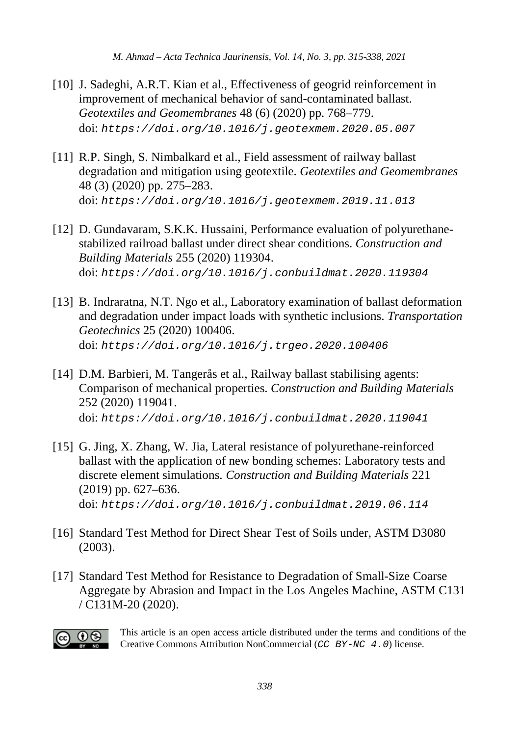[10] J. Sadeghi, A.R.T. Kian et al., Effectiveness of geogrid reinforcement in improvement of mechanical behavior of sand-contaminated ballast. *Geotextiles and Geomembranes* 48 (6) (2020) pp. 768–779. doi: `https://doi.org/10.1016/j.geotexmem.2020.05.007`

[11] R.P. Singh, S. Nimbalkard et al., Field assessment of railway ballast degradation and mitigation using geotextile. *Geotextiles and Geomembranes* 48 (3) (2020) pp. 275–283. doi: `https://doi.org/10.1016/j.geotexmem.2019.11.013`

[12] D. Gundavaram, S.K.K. Hussaini, Performance evaluation of polyurethane-stabilized railroad ballast under direct shear conditions. *Construction and Building Materials* 255 (2020) 119304. doi: `https://doi.org/10.1016/j.conbuildmat.2020.119304`

[13] B. Indraratna, N.T. Ngo et al., Laboratory examination of ballast deformation and degradation under impact loads with synthetic inclusions. *Transportation Geotechnics* 25 (2020) 100406. doi: `https://doi.org/10.1016/j.trgeo.2020.100406`

[14] D.M. Barbieri, M. Tangerås et al., Railway ballast stabilising agents: Comparison of mechanical properties. *Construction and Building Materials* 252 (2020) 119041. doi: `https://doi.org/10.1016/j.conbuildmat.2020.119041`

[15] G. Jing, X. Zhang, W. Jia, Lateral resistance of polyurethane-reinforced ballast with the application of new bonding schemes: Laboratory tests and discrete element simulations. *Construction and Building Materials* 221 (2019) pp. 627–636. doi: `https://doi.org/10.1016/j.conbuildmat.2019.06.114`

[16] Standard Test Method for Direct Shear Test of Soils under, ASTM D3080 (2003).

[17] Standard Test Method for Resistance to Degradation of Small-Size Coarse Aggregate by Abrasion and Impact in the Los Angeles Machine, ASTM C131 / C131M-20 (2020).

This article is an open access article distributed under the terms and conditions of the Creative Commons Attribution NonCommercial (*CC BY-NC 4.0*) license.